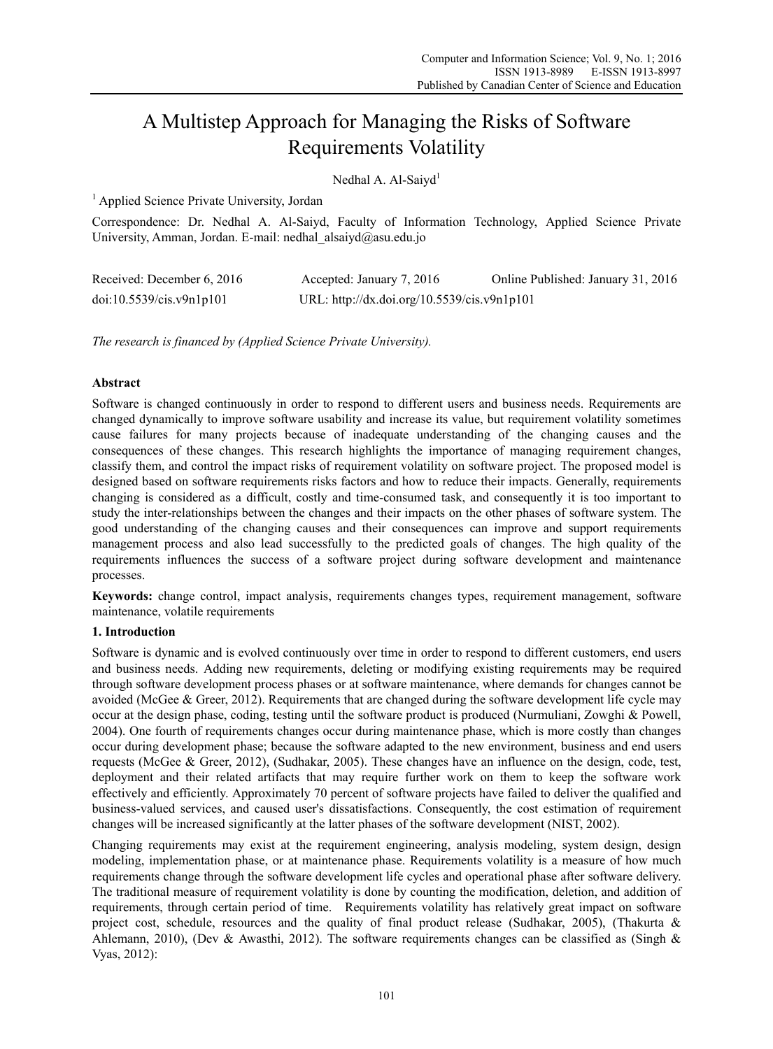# A Multistep Approach for Managing the Risks of Software Requirements Volatility

Nedhal A. Al-Saiyd[1]

[1] Applied Science Private University, Jordan

Correspondence: Dr. Nedhal A. Al-Saiyd, Faculty of Information Technology, Applied Science Private University, Amman, Jordan. E-mail: nedhal_alsaiyd@asu.edu.jo

Received: December 6, 2016 Accepted: January 7, 2016 Online Published: January 31, 2016

doi:10.5539/cis.v9n1p101 URL: http://dx.doi.org/10.5539/cis.v9n1p101

*The research is financed by (Applied Science Private University).*

## Abstract

Software is changed continuously in order to respond to different users and business needs. Requirements are changed dynamically to improve software usability and increase its value, but requirement volatility sometimes cause failures for many projects because of inadequate understanding of the changing causes and the consequences of these changes. This research highlights the importance of managing requirement changes, classify them, and control the impact risks of requirement volatility on software project. The proposed model is designed based on software requirements risks factors and how to reduce their impacts. Generally, requirements changing is considered as a difficult, costly and time-consumed task, and consequently it is too important to study the inter-relationships between the changes and their impacts on the other phases of software system. The good understanding of the changing causes and their consequences can improve and support requirements management process and also lead successfully to the predicted goals of changes. The high quality of the requirements influences the success of a software project during software development and maintenance processes.

**Keywords:** change control, impact analysis, requirements changes types, requirement management, software maintenance, volatile requirements

## 1. Introduction

Software is dynamic and is evolved continuously over time in order to respond to different customers, end users and business needs. Adding new requirements, deleting or modifying existing requirements may be required through software development process phases or at software maintenance, where demands for changes cannot be avoided (McGee & Greer, 2012). Requirements that are changed during the software development life cycle may occur at the design phase, coding, testing until the software product is produced (Nurmuliani, Zowghi & Powell, 2004). One fourth of requirements changes occur during maintenance phase, which is more costly than changes occur during development phase; because the software adapted to the new environment, business and end users requests (McGee & Greer, 2012), (Sudhakar, 2005). These changes have an influence on the design, code, test, deployment and their related artifacts that may require further work on them to keep the software work effectively and efficiently. Approximately 70 percent of software projects have failed to deliver the qualified and business-valued services, and caused user's dissatisfactions. Consequently, the cost estimation of requirement changes will be increased significantly at the latter phases of the software development (NIST, 2002).

Changing requirements may exist at the requirement engineering, analysis modeling, system design, design modeling, implementation phase, or at maintenance phase. Requirements volatility is a measure of how much requirements change through the software development life cycles and operational phase after software delivery. The traditional measure of requirement volatility is done by counting the modification, deletion, and addition of requirements, through certain period of time. Requirements volatility has relatively great impact on software project cost, schedule, resources and the quality of final product release (Sudhakar, 2005), (Thakurta & Ahlemann, 2010), (Dev & Awasthi, 2012). The software requirements changes can be classified as (Singh & Vyas, 2012):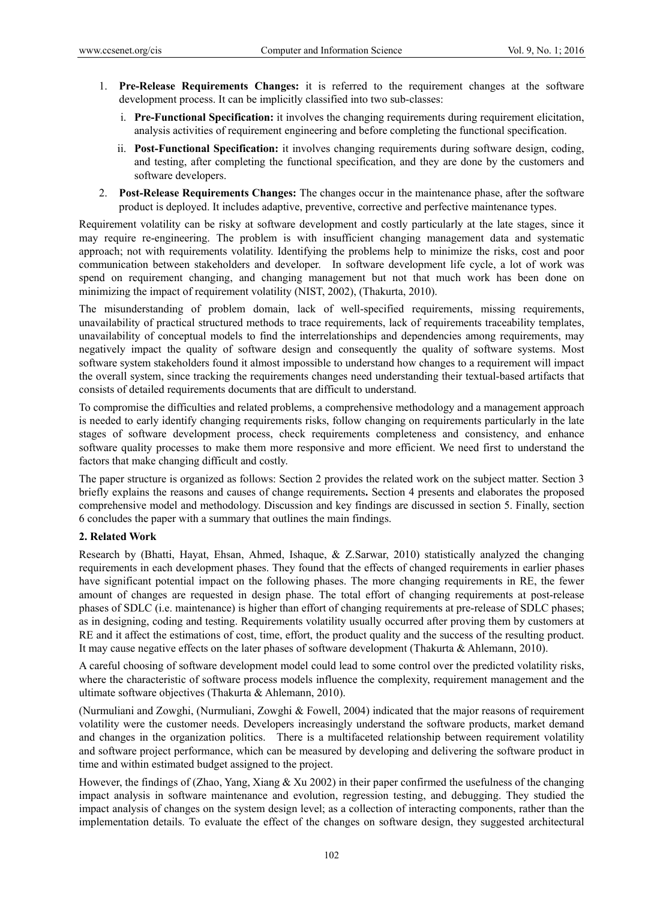1. **Pre-Release Requirements Changes:** it is referred to the requirement changes at the software development process. It can be implicitly classified into two sub-classes:
   i. **Pre-Functional Specification:** it involves the changing requirements during requirement elicitation, analysis activities of requirement engineering and before completing the functional specification.
   ii. **Post-Functional Specification:** it involves changing requirements during software design, coding, and testing, after completing the functional specification, and they are done by the customers and software developers.
2. **Post-Release Requirements Changes:** The changes occur in the maintenance phase, after the software product is deployed. It includes adaptive, preventive, corrective and perfective maintenance types.

Requirement volatility can be risky at software development and costly particularly at the late stages, since it may require re-engineering. The problem is with insufficient changing management data and systematic approach; not with requirements volatility. Identifying the problems help to minimize the risks, cost and poor communication between stakeholders and developer. In software development life cycle, a lot of work was spend on requirement changing, and changing management but not that much work has been done on minimizing the impact of requirement volatility (NIST, 2002), (Thakurta, 2010).

The misunderstanding of problem domain, lack of well-specified requirements, missing requirements, unavailability of practical structured methods to trace requirements, lack of requirements traceability templates, unavailability of conceptual models to find the interrelationships and dependencies among requirements, may negatively impact the quality of software design and consequently the quality of software systems. Most software system stakeholders found it almost impossible to understand how changes to a requirement will impact the overall system, since tracking the requirements changes need understanding their textual-based artifacts that consists of detailed requirements documents that are difficult to understand.

To compromise the difficulties and related problems, a comprehensive methodology and a management approach is needed to early identify changing requirements risks, follow changing on requirements particularly in the late stages of software development process, check requirements completeness and consistency, and enhance software quality processes to make them more responsive and more efficient. We need first to understand the factors that make changing difficult and costly.

The paper structure is organized as follows: Section 2 provides the related work on the subject matter. Section 3 briefly explains the reasons and causes of change requirements**.** Section 4 presents and elaborates the proposed comprehensive model and methodology. Discussion and key findings are discussed in section 5. Finally, section 6 concludes the paper with a summary that outlines the main findings.

## 2. Related Work

Research by (Bhatti, Hayat, Ehsan, Ahmed, Ishaque, & Z.Sarwar, 2010) statistically analyzed the changing requirements in each development phases. They found that the effects of changed requirements in earlier phases have significant potential impact on the following phases. The more changing requirements in RE, the fewer amount of changes are requested in design phase. The total effort of changing requirements at post-release phases of SDLC (i.e. maintenance) is higher than effort of changing requirements at pre-release of SDLC phases; as in designing, coding and testing. Requirements volatility usually occurred after proving them by customers at RE and it affect the estimations of cost, time, effort, the product quality and the success of the resulting product. It may cause negative effects on the later phases of software development (Thakurta & Ahlemann, 2010).

A careful choosing of software development model could lead to some control over the predicted volatility risks, where the characteristic of software process models influence the complexity, requirement management and the ultimate software objectives (Thakurta & Ahlemann, 2010).

(Nurmuliani and Zowghi, (Nurmuliani, Zowghi & Fowell, 2004) indicated that the major reasons of requirement volatility were the customer needs. Developers increasingly understand the software products, market demand and changes in the organization politics. There is a multifaceted relationship between requirement volatility and software project performance, which can be measured by developing and delivering the software product in time and within estimated budget assigned to the project.

However, the findings of (Zhao, Yang, Xiang & Xu 2002) in their paper confirmed the usefulness of the changing impact analysis in software maintenance and evolution, regression testing, and debugging. They studied the impact analysis of changes on the system design level; as a collection of interacting components, rather than the implementation details. To evaluate the effect of the changes on software design, they suggested architectural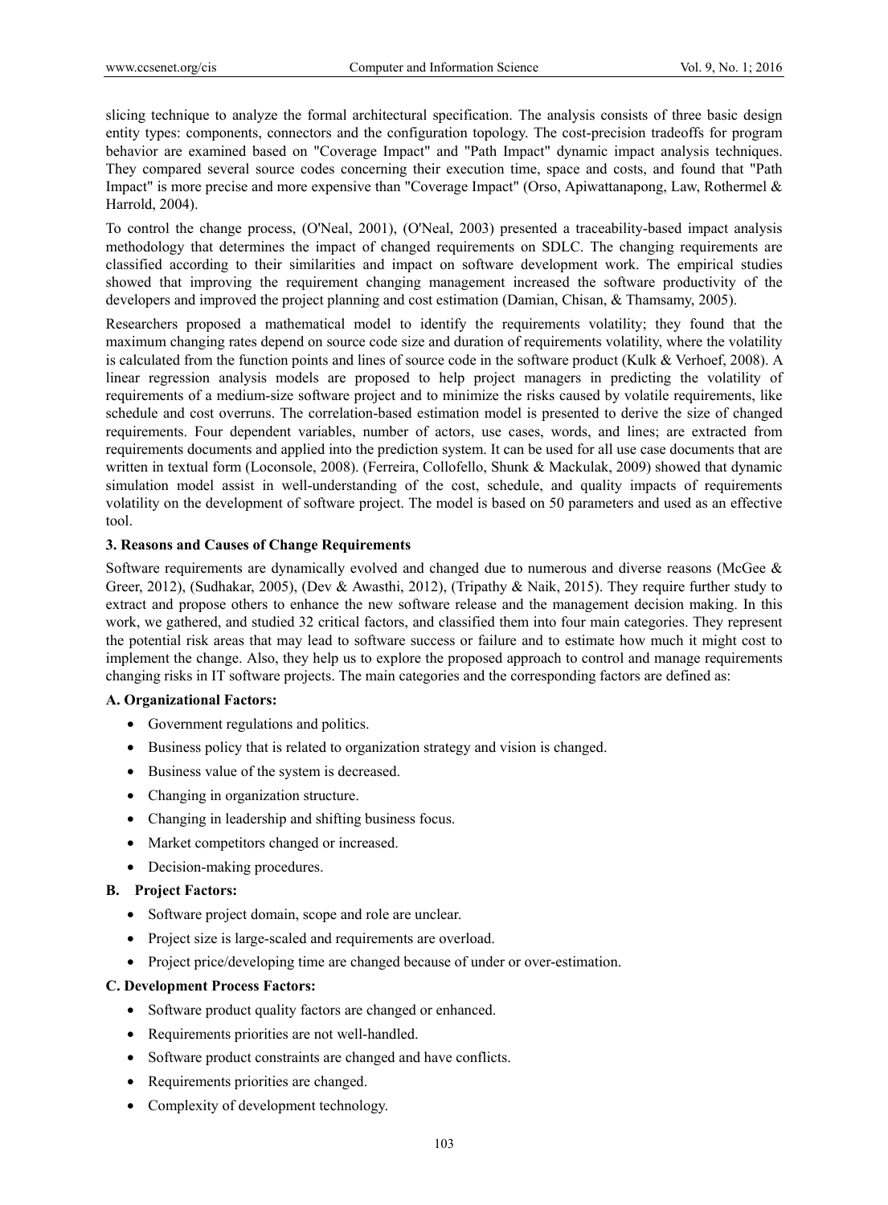slicing technique to analyze the formal architectural specification. The analysis consists of three basic design entity types: components, connectors and the configuration topology. The cost-precision tradeoffs for program behavior are examined based on "Coverage Impact" and "Path Impact" dynamic impact analysis techniques. They compared several source codes concerning their execution time, space and costs, and found that "Path Impact" is more precise and more expensive than "Coverage Impact" (Orso, Apiwattanapong, Law, Rothermel & Harrold, 2004).

To control the change process, (O'Neal, 2001), (O'Neal, 2003) presented a traceability-based impact analysis methodology that determines the impact of changed requirements on SDLC. The changing requirements are classified according to their similarities and impact on software development work. The empirical studies showed that improving the requirement changing management increased the software productivity of the developers and improved the project planning and cost estimation (Damian, Chisan, & Thamsamy, 2005).

Researchers proposed a mathematical model to identify the requirements volatility; they found that the maximum changing rates depend on source code size and duration of requirements volatility, where the volatility is calculated from the function points and lines of source code in the software product (Kulk & Verhoef, 2008). A linear regression analysis models are proposed to help project managers in predicting the volatility of requirements of a medium-size software project and to minimize the risks caused by volatile requirements, like schedule and cost overruns. The correlation-based estimation model is presented to derive the size of changed requirements. Four dependent variables, number of actors, use cases, words, and lines; are extracted from requirements documents and applied into the prediction system. It can be used for all use case documents that are written in textual form (Loconsole, 2008). (Ferreira, Collofello, Shunk & Mackulak, 2009) showed that dynamic simulation model assist in well-understanding of the cost, schedule, and quality impacts of requirements volatility on the development of software project. The model is based on 50 parameters and used as an effective tool.

### 3. Reasons and Causes of Change Requirements

Software requirements are dynamically evolved and changed due to numerous and diverse reasons (McGee & Greer, 2012), (Sudhakar, 2005), (Dev & Awasthi, 2012), (Tripathy & Naik, 2015). They require further study to extract and propose others to enhance the new software release and the management decision making. In this work, we gathered, and studied 32 critical factors, and classified them into four main categories. They represent the potential risk areas that may lead to software success or failure and to estimate how much it might cost to implement the change. Also, they help us to explore the proposed approach to control and manage requirements changing risks in IT software projects. The main categories and the corresponding factors are defined as:

**A. Organizational Factors:**

- Government regulations and politics.
- Business policy that is related to organization strategy and vision is changed.
- Business value of the system is decreased.
- Changing in organization structure.
- Changing in leadership and shifting business focus.
- Market competitors changed or increased.
- Decision-making procedures.

**B. Project Factors:**

- Software project domain, scope and role are unclear.
- Project size is large-scaled and requirements are overload.
- Project price/developing time are changed because of under or over-estimation.

**C. Development Process Factors:**

- Software product quality factors are changed or enhanced.
- Requirements priorities are not well-handled.
- Software product constraints are changed and have conflicts.
- Requirements priorities are changed.
- Complexity of development technology.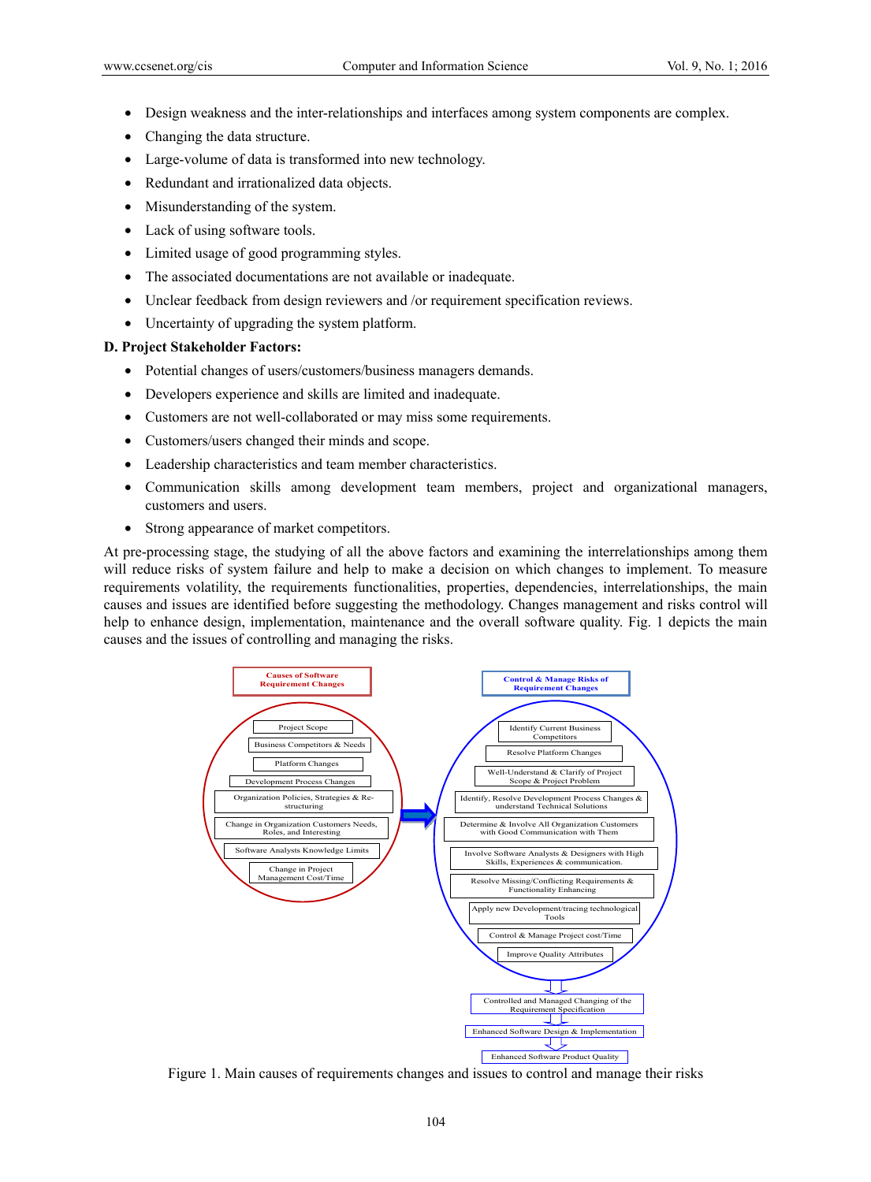- Design weakness and the inter-relationships and interfaces among system components are complex.
- Changing the data structure.
- Large-volume of data is transformed into new technology.
- Redundant and irrationalized data objects.
- Misunderstanding of the system.
- Lack of using software tools.
- Limited usage of good programming styles.
- The associated documentations are not available or inadequate.
- Unclear feedback from design reviewers and /or requirement specification reviews.
- Uncertainty of upgrading the system platform.

**D. Project Stakeholder Factors:**

- Potential changes of users/customers/business managers demands.
- Developers experience and skills are limited and inadequate.
- Customers are not well-collaborated or may miss some requirements.
- Customers/users changed their minds and scope.
- Leadership characteristics and team member characteristics.
- Communication skills among development team members, project and organizational managers, customers and users.
- Strong appearance of market competitors.

At pre-processing stage, the studying of all the above factors and examining the interrelationships among them will reduce risks of system failure and help to make a decision on which changes to implement. To measure requirements volatility, the requirements functionalities, properties, dependencies, interrelationships, the main causes and issues are identified before suggesting the methodology. Changes management and risks control will help to enhance design, implementation, maintenance and the overall software quality. Fig. 1 depicts the main causes and the issues of controlling and managing the risks.

Causes of Software Requirement Changes

- Project Scope
- Business Competitors & Needs
- Platform Changes
- Development Process Changes
- Organization Policies, Strategies & Re-structuring
- Change in Organization Customers Needs, Roles, and Interesting
- Software Analysts Knowledge Limits
- Change in Project Management Cost/Time

Control & Manage Risks of Requirement Changes

- Identify Current Business Competitors
- Resolve Platform Changes
- Well-Understand & Clarify of Project Scope & Project Problem
- Identify, Resolve Development Process Changes & understand Technical Solutions
- Determine & Involve All Organization Customers with Good Communication with Them
- Involve Software Analysts & Designers with High Skills, Experiences & communication.
- Resolve Missing/Conflicting Requirements & Functionality Enhancing
- Apply new Development/tracing technological Tools
- Control & Manage Project cost/Time
- Improve Quality Attributes

Controlled and Managed Changing of the Requirement Specification → Enhanced Software Design & Implementation → Enhanced Software Product Quality

Figure 1. Main causes of requirements changes and issues to control and manage their risks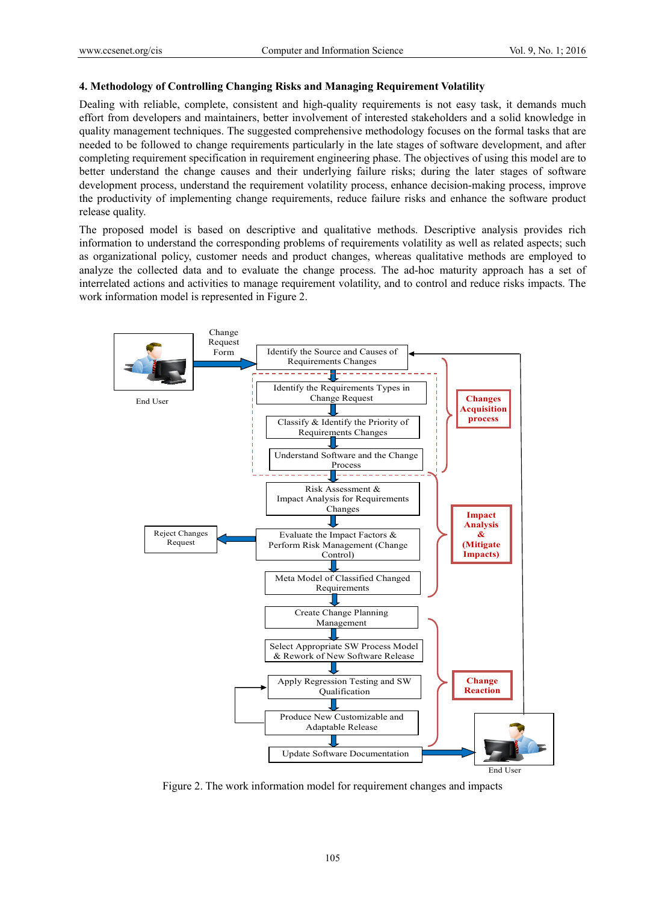## 4. Methodology of Controlling Changing Risks and Managing Requirement Volatility

Dealing with reliable, complete, consistent and high-quality requirements is not easy task, it demands much effort from developers and maintainers, better involvement of interested stakeholders and a solid knowledge in quality management techniques. The suggested comprehensive methodology focuses on the formal tasks that are needed to be followed to change requirements particularly in the late stages of software development, and after completing requirement specification in requirement engineering phase. The objectives of using this model are to better understand the change causes and their underlying failure risks; during the later stages of software development process, understand the requirement volatility process, enhance decision-making process, improve the productivity of implementing change requirements, reduce failure risks and enhance the software product release quality.

The proposed model is based on descriptive and qualitative methods. Descriptive analysis provides rich information to understand the corresponding problems of requirements volatility as well as related aspects; such as organizational policy, customer needs and product changes, whereas qualitative methods are employed to analyze the collected data and to evaluate the change process. The ad-hoc maturity approach has a set of interrelated actions and activities to manage requirement volatility, and to control and reduce risks impacts. The work information model is represented in Figure 2.

Figure 2. The work information model for requirement changes and impacts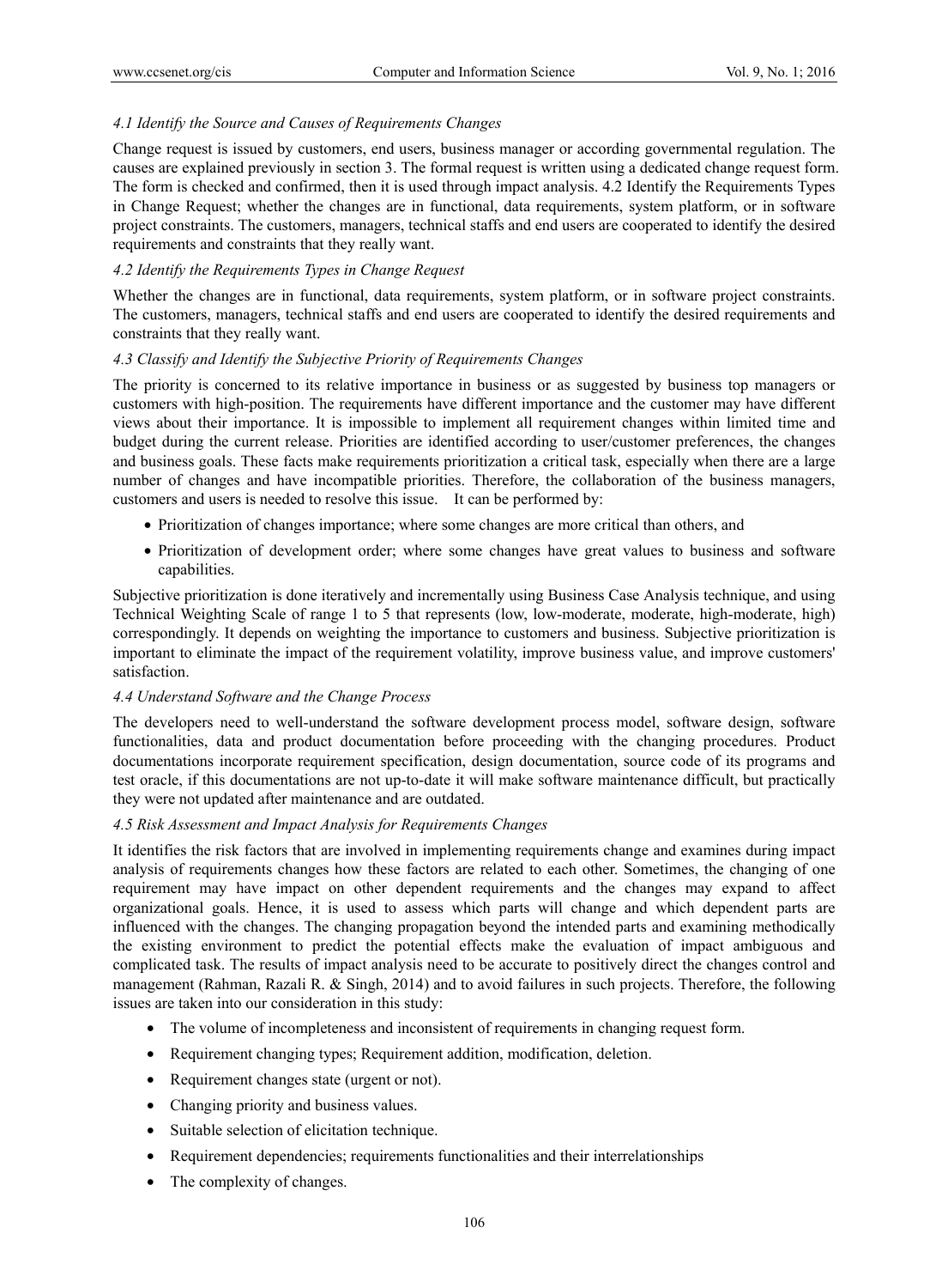### *4.1 Identify the Source and Causes of Requirements Changes*

Change request is issued by customers, end users, business manager or according governmental regulation. The causes are explained previously in section 3. The formal request is written using a dedicated change request form. The form is checked and confirmed, then it is used through impact analysis. 4.2 Identify the Requirements Types in Change Request; whether the changes are in functional, data requirements, system platform, or in software project constraints. The customers, managers, technical staffs and end users are cooperated to identify the desired requirements and constraints that they really want.

### *4.2 Identify the Requirements Types in Change Request*

Whether the changes are in functional, data requirements, system platform, or in software project constraints. The customers, managers, technical staffs and end users are cooperated to identify the desired requirements and constraints that they really want.

### *4.3 Classify and Identify the Subjective Priority of Requirements Changes*

The priority is concerned to its relative importance in business or as suggested by business top managers or customers with high-position. The requirements have different importance and the customer may have different views about their importance. It is impossible to implement all requirement changes within limited time and budget during the current release. Priorities are identified according to user/customer preferences, the changes and business goals. These facts make requirements prioritization a critical task, especially when there are a large number of changes and have incompatible priorities. Therefore, the collaboration of the business managers, customers and users is needed to resolve this issue. It can be performed by:

- Prioritization of changes importance; where some changes are more critical than others, and
- Prioritization of development order; where some changes have great values to business and software capabilities.

Subjective prioritization is done iteratively and incrementally using Business Case Analysis technique, and using Technical Weighting Scale of range 1 to 5 that represents (low, low-moderate, moderate, high-moderate, high) correspondingly. It depends on weighting the importance to customers and business. Subjective prioritization is important to eliminate the impact of the requirement volatility, improve business value, and improve customers' satisfaction.

### *4.4 Understand Software and the Change Process*

The developers need to well-understand the software development process model, software design, software functionalities, data and product documentation before proceeding with the changing procedures. Product documentations incorporate requirement specification, design documentation, source code of its programs and test oracle, if this documentations are not up-to-date it will make software maintenance difficult, but practically they were not updated after maintenance and are outdated.

### *4.5 Risk Assessment and Impact Analysis for Requirements Changes*

It identifies the risk factors that are involved in implementing requirements change and examines during impact analysis of requirements changes how these factors are related to each other. Sometimes, the changing of one requirement may have impact on other dependent requirements and the changes may expand to affect organizational goals. Hence, it is used to assess which parts will change and which dependent parts are influenced with the changes. The changing propagation beyond the intended parts and examining methodically the existing environment to predict the potential effects make the evaluation of impact ambiguous and complicated task. The results of impact analysis need to be accurate to positively direct the changes control and management (Rahman, Razali R. & Singh, 2014) and to avoid failures in such projects. Therefore, the following issues are taken into our consideration in this study:

- The volume of incompleteness and inconsistent of requirements in changing request form.
- Requirement changing types; Requirement addition, modification, deletion.
- Requirement changes state (urgent or not).
- Changing priority and business values.
- Suitable selection of elicitation technique.
- Requirement dependencies; requirements functionalities and their interrelationships
- The complexity of changes.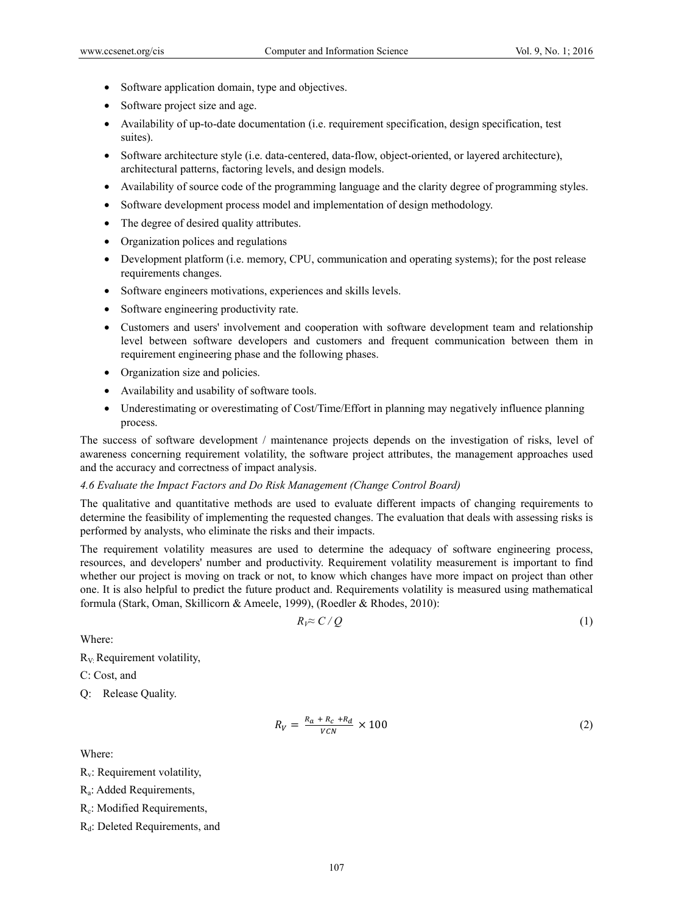- Software application domain, type and objectives.
- Software project size and age.
- Availability of up-to-date documentation (i.e. requirement specification, design specification, test suites).
- Software architecture style (i.e. data-centered, data-flow, object-oriented, or layered architecture), architectural patterns, factoring levels, and design models.
- Availability of source code of the programming language and the clarity degree of programming styles.
- Software development process model and implementation of design methodology.
- The degree of desired quality attributes.
- Organization polices and regulations
- Development platform (i.e. memory, CPU, communication and operating systems); for the post release requirements changes.
- Software engineers motivations, experiences and skills levels.
- Software engineering productivity rate.
- Customers and users' involvement and cooperation with software development team and relationship level between software developers and customers and frequent communication between them in requirement engineering phase and the following phases.
- Organization size and policies.
- Availability and usability of software tools.
- Underestimating or overestimating of Cost/Time/Effort in planning may negatively influence planning process.

The success of software development / maintenance projects depends on the investigation of risks, level of awareness concerning requirement volatility, the software project attributes, the management approaches used and the accuracy and correctness of impact analysis.

*4.6 Evaluate the Impact Factors and Do Risk Management (Change Control Board)*

The qualitative and quantitative methods are used to evaluate different impacts of changing requirements to determine the feasibility of implementing the requested changes. The evaluation that deals with assessing risks is performed by analysts, who eliminate the risks and their impacts.

The requirement volatility measures are used to determine the adequacy of software engineering process, resources, and developers' number and productivity. Requirement volatility measurement is important to find whether our project is moving on track or not, to know which changes have more impact on project than other one. It is also helpful to predict the future product and. Requirements volatility is measured using mathematical formula (Stark, Oman, Skillicorn & Ameele, 1999), (Roedler & Rhodes, 2010):

$$R_V \approx C / Q \tag{1}$$

Where:

$R_V$: Requirement volatility,

C: Cost, and

Q: Release Quality.

$$R_V = \frac{R_a + R_c + R_d}{VCN} \times 100 \tag{2}$$

Where:

$R_v$: Requirement volatility,

$R_a$: Added Requirements,

$R_c$: Modified Requirements,

$R_d$: Deleted Requirements, and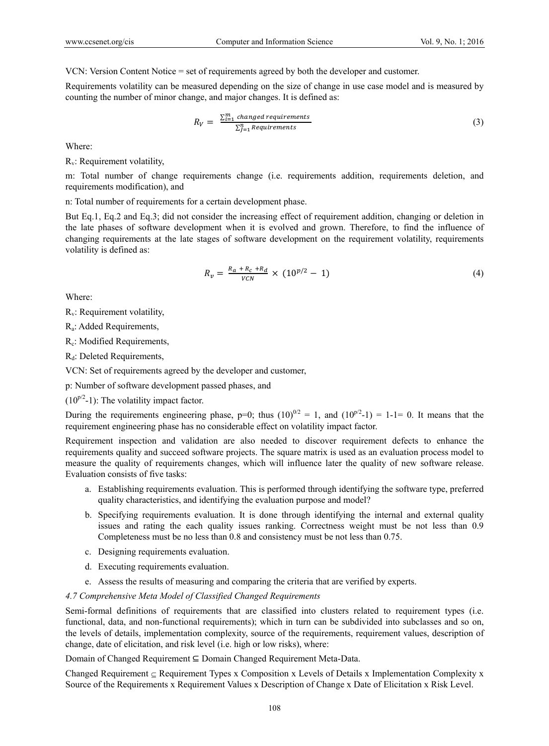VCN: Version Content Notice = set of requirements agreed by both the developer and customer.

Requirements volatility can be measured depending on the size of change in use case model and is measured by counting the number of minor change, and major changes. It is defined as:

$$R_V = \frac{\sum_{i=1}^{m} changed\, requirements}{\sum_{j=1}^{n} Requirements} \tag{3}$$

Where:

$R_v$: Requirement volatility,

m: Total number of change requirements change (i.e. requirements addition, requirements deletion, and requirements modification), and

n: Total number of requirements for a certain development phase.

But Eq.1, Eq.2 and Eq.3; did not consider the increasing effect of requirement addition, changing or deletion in the late phases of software development when it is evolved and grown. Therefore, to find the influence of changing requirements at the late stages of software development on the requirement volatility, requirements volatility is defined as:

$$R_v = \frac{R_a + R_c + R_d}{VCN} \times (10^{p/2} - 1) \tag{4}$$

Where:

$R_v$: Requirement volatility,

$R_a$: Added Requirements,

$R_c$: Modified Requirements,

$R_d$: Deleted Requirements,

VCN: Set of requirements agreed by the developer and customer,

p: Number of software development passed phases, and

$(10^{p/2}-1)$: The volatility impact factor.

During the requirements engineering phase, p=0; thus $(10)^{0/2} = 1$, and $(10^{p/2}-1) = 1-1= 0$. It means that the requirement engineering phase has no considerable effect on volatility impact factor.

Requirement inspection and validation are also needed to discover requirement defects to enhance the requirements quality and succeed software projects. The square matrix is used as an evaluation process model to measure the quality of requirements changes, which will influence later the quality of new software release. Evaluation consists of five tasks:

a. Establishing requirements evaluation. This is performed through identifying the software type, preferred quality characteristics, and identifying the evaluation purpose and model?

b. Specifying requirements evaluation. It is done through identifying the internal and external quality issues and rating the each quality issues ranking. Correctness weight must be not less than 0.9 Completeness must be no less than 0.8 and consistency must be not less than 0.75.

c. Designing requirements evaluation.

d. Executing requirements evaluation.

e. Assess the results of measuring and comparing the criteria that are verified by experts.

### *4.7 Comprehensive Meta Model of Classified Changed Requirements*

Semi-formal definitions of requirements that are classified into clusters related to requirement types (i.e. functional, data, and non-functional requirements); which in turn can be subdivided into subclasses and so on, the levels of details, implementation complexity, source of the requirements, requirement values, description of change, date of elicitation, and risk level (i.e. high or low risks), where:

Domain of Changed Requirement ⊆ Domain Changed Requirement Meta-Data.

Changed Requirement ⊆ Requirement Types x Composition x Levels of Details x Implementation Complexity x Source of the Requirements x Requirement Values x Description of Change x Date of Elicitation x Risk Level.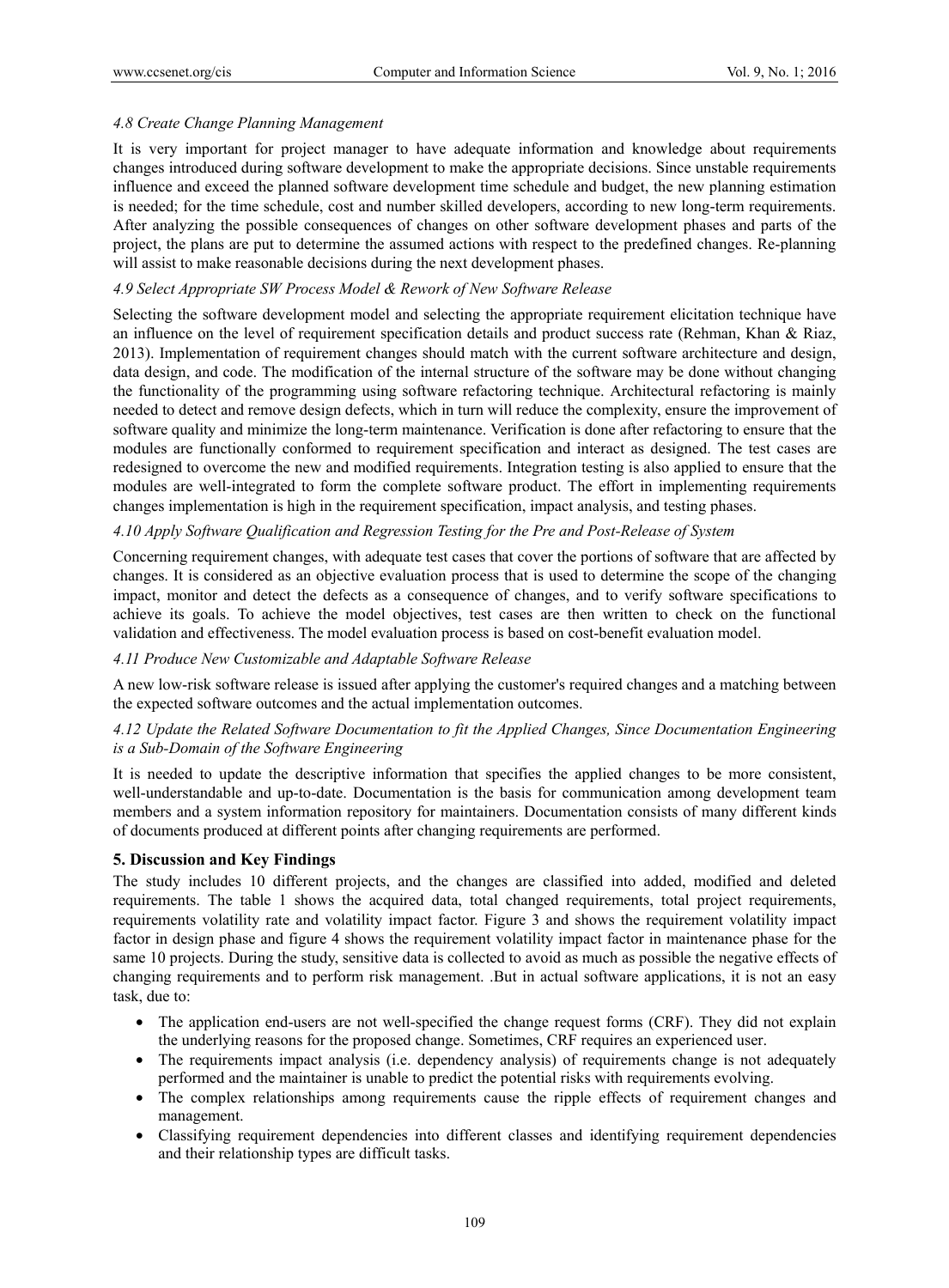### *4.8 Create Change Planning Management*

It is very important for project manager to have adequate information and knowledge about requirements changes introduced during software development to make the appropriate decisions. Since unstable requirements influence and exceed the planned software development time schedule and budget, the new planning estimation is needed; for the time schedule, cost and number skilled developers, according to new long-term requirements. After analyzing the possible consequences of changes on other software development phases and parts of the project, the plans are put to determine the assumed actions with respect to the predefined changes. Re-planning will assist to make reasonable decisions during the next development phases.

### *4.9 Select Appropriate SW Process Model & Rework of New Software Release*

Selecting the software development model and selecting the appropriate requirement elicitation technique have an influence on the level of requirement specification details and product success rate (Rehman, Khan & Riaz, 2013). Implementation of requirement changes should match with the current software architecture and design, data design, and code. The modification of the internal structure of the software may be done without changing the functionality of the programming using software refactoring technique. Architectural refactoring is mainly needed to detect and remove design defects, which in turn will reduce the complexity, ensure the improvement of software quality and minimize the long-term maintenance. Verification is done after refactoring to ensure that the modules are functionally conformed to requirement specification and interact as designed. The test cases are redesigned to overcome the new and modified requirements. Integration testing is also applied to ensure that the modules are well-integrated to form the complete software product. The effort in implementing requirements changes implementation is high in the requirement specification, impact analysis, and testing phases.

### *4.10 Apply Software Qualification and Regression Testing for the Pre and Post-Release of System*

Concerning requirement changes, with adequate test cases that cover the portions of software that are affected by changes. It is considered as an objective evaluation process that is used to determine the scope of the changing impact, monitor and detect the defects as a consequence of changes, and to verify software specifications to achieve its goals. To achieve the model objectives, test cases are then written to check on the functional validation and effectiveness. The model evaluation process is based on cost-benefit evaluation model.

### *4.11 Produce New Customizable and Adaptable Software Release*

A new low-risk software release is issued after applying the customer's required changes and a matching between the expected software outcomes and the actual implementation outcomes.

### *4.12 Update the Related Software Documentation to fit the Applied Changes, Since Documentation Engineering is a Sub-Domain of the Software Engineering*

It is needed to update the descriptive information that specifies the applied changes to be more consistent, well-understandable and up-to-date. Documentation is the basis for communication among development team members and a system information repository for maintainers. Documentation consists of many different kinds of documents produced at different points after changing requirements are performed.

## 5. Discussion and Key Findings

The study includes 10 different projects, and the changes are classified into added, modified and deleted requirements. The table 1 shows the acquired data, total changed requirements, total project requirements, requirements volatility rate and volatility impact factor. Figure 3 and shows the requirement volatility impact factor in design phase and figure 4 shows the requirement volatility impact factor in maintenance phase for the same 10 projects. During the study, sensitive data is collected to avoid as much as possible the negative effects of changing requirements and to perform risk management. .But in actual software applications, it is not an easy task, due to:

- The application end-users are not well-specified the change request forms (CRF). They did not explain the underlying reasons for the proposed change. Sometimes, CRF requires an experienced user.
- The requirements impact analysis (i.e. dependency analysis) of requirements change is not adequately performed and the maintainer is unable to predict the potential risks with requirements evolving.
- The complex relationships among requirements cause the ripple effects of requirement changes and management.
- Classifying requirement dependencies into different classes and identifying requirement dependencies and their relationship types are difficult tasks.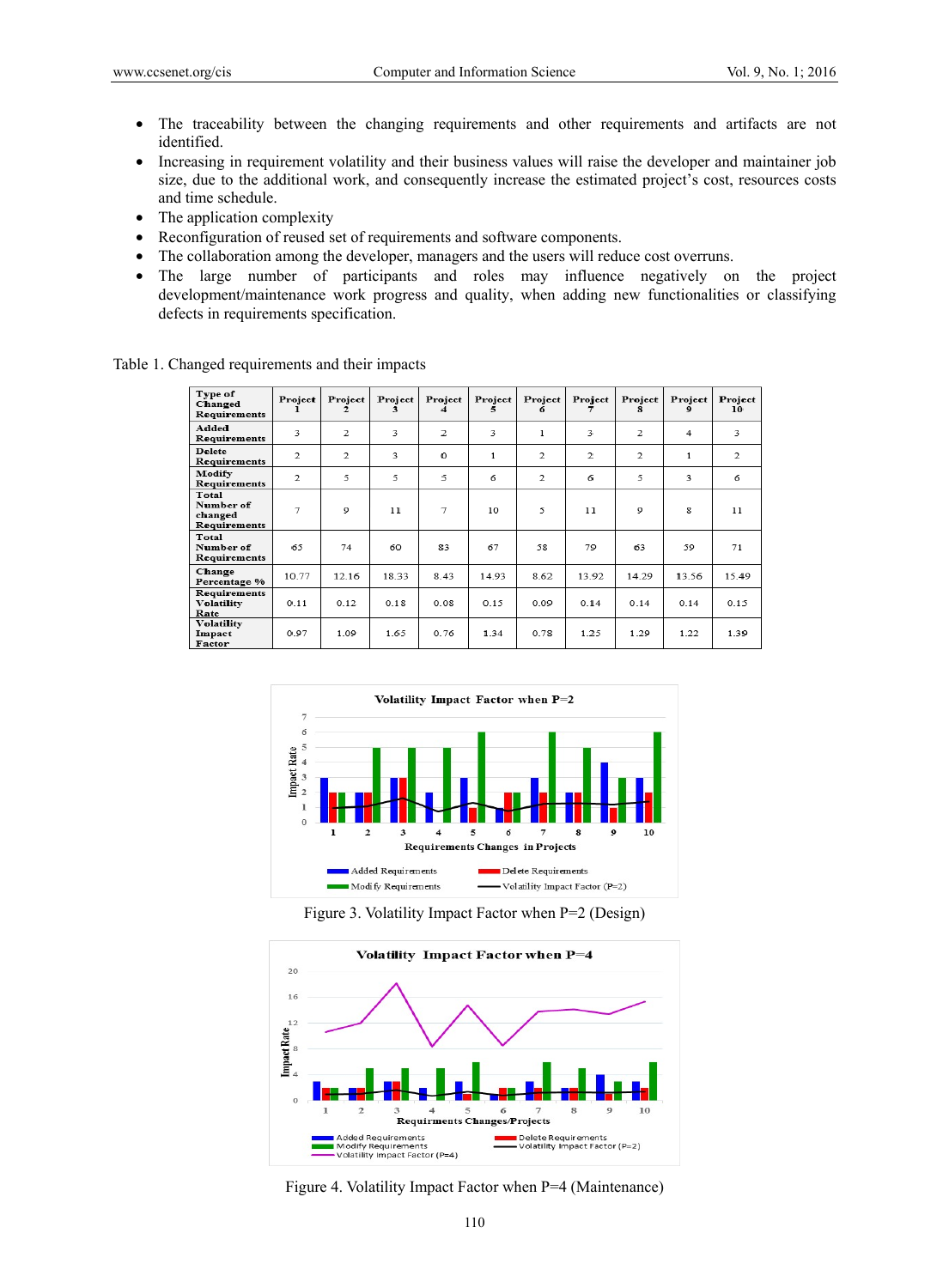- The traceability between the changing requirements and other requirements and artifacts are not identified.
- Increasing in requirement volatility and their business values will raise the developer and maintainer job size, due to the additional work, and consequently increase the estimated project's cost, resources costs and time schedule.
- The application complexity
- Reconfiguration of reused set of requirements and software components.
- The collaboration among the developer, managers and the users will reduce cost overruns.
- The large number of participants and roles may influence negatively on the project development/maintenance work progress and quality, when adding new functionalities or classifying defects in requirements specification.

Table 1. Changed requirements and their impacts

| Type of Changed Requirements | Project 1 | Project 2 | Project 3 | Project 4 | Project 5 | Project 6 | Project 7 | Project 8 | Project 9 | Project 10 |
|---|---|---|---|---|---|---|---|---|---|---|
| Added Requirements | 3 | 2 | 3 | 2 | 3 | 1 | 3 | 2 | 4 | 3 |
| Delete Requirements | 2 | 2 | 3 | 0 | 1 | 2 | 2 | 2 | 1 | 2 |
| Modify Requirements | 2 | 5 | 5 | 5 | 6 | 2 | 6 | 5 | 3 | 6 |
| Total Number of changed Requirements | 7 | 9 | 11 | 7 | 10 | 5 | 11 | 9 | 8 | 11 |
| Total Number of Requirements | 65 | 74 | 60 | 83 | 67 | 58 | 79 | 63 | 59 | 71 |
| Change Percentage % | 10.77 | 12.16 | 18.33 | 8.43 | 14.93 | 8.62 | 13.92 | 14.29 | 13.56 | 15.49 |
| Requirements Volatility Rate | 0.11 | 0.12 | 0.18 | 0.08 | 0.15 | 0.09 | 0.14 | 0.14 | 0.14 | 0.15 |
| Volatility Impact Factor | 0.97 | 1.09 | 1.65 | 0.76 | 1.34 | 0.78 | 1.25 | 1.29 | 1.22 | 1.39 |

Figure 3. Volatility Impact Factor when P=2 (Design)

Figure 4. Volatility Impact Factor when P=4 (Maintenance)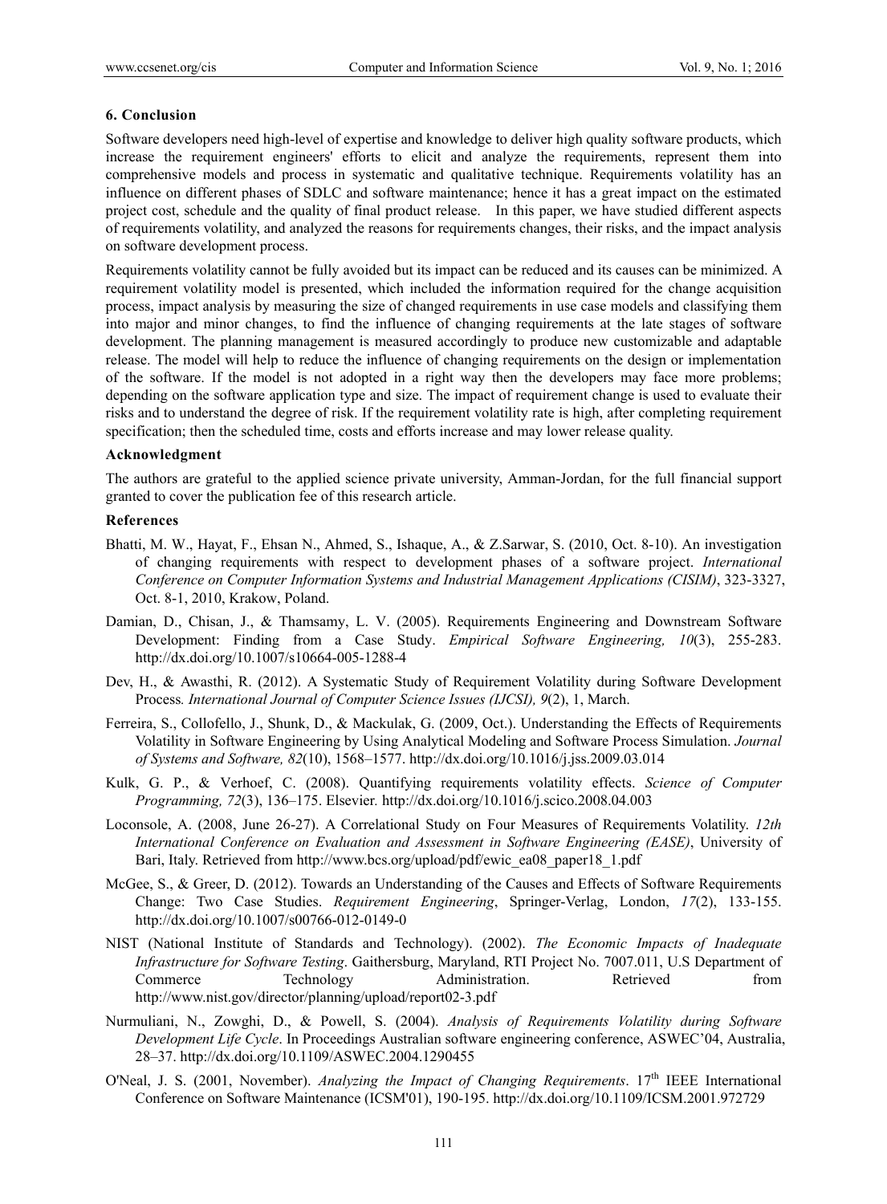### 6. Conclusion

Software developers need high-level of expertise and knowledge to deliver high quality software products, which increase the requirement engineers' efforts to elicit and analyze the requirements, represent them into comprehensive models and process in systematic and qualitative technique. Requirements volatility has an influence on different phases of SDLC and software maintenance; hence it has a great impact on the estimated project cost, schedule and the quality of final product release. In this paper, we have studied different aspects of requirements volatility, and analyzed the reasons for requirements changes, their risks, and the impact analysis on software development process.

Requirements volatility cannot be fully avoided but its impact can be reduced and its causes can be minimized. A requirement volatility model is presented, which included the information required for the change acquisition process, impact analysis by measuring the size of changed requirements in use case models and classifying them into major and minor changes, to find the influence of changing requirements at the late stages of software development. The planning management is measured accordingly to produce new customizable and adaptable release. The model will help to reduce the influence of changing requirements on the design or implementation of the software. If the model is not adopted in a right way then the developers may face more problems; depending on the software application type and size. The impact of requirement change is used to evaluate their risks and to understand the degree of risk. If the requirement volatility rate is high, after completing requirement specification; then the scheduled time, costs and efforts increase and may lower release quality.

### Acknowledgment

The authors are grateful to the applied science private university, Amman-Jordan, for the full financial support granted to cover the publication fee of this research article.

### References

Bhatti, M. W., Hayat, F., Ehsan N., Ahmed, S., Ishaque, A., & Z.Sarwar, S. (2010, Oct. 8-10). An investigation of changing requirements with respect to development phases of a software project. *International Conference on Computer Information Systems and Industrial Management Applications (CISIM)*, 323-3327, Oct. 8-1, 2010, Krakow, Poland.

Damian, D., Chisan, J., & Thamsamy, L. V. (2005). Requirements Engineering and Downstream Software Development: Finding from a Case Study. *Empirical Software Engineering, 10*(3), 255-283. http://dx.doi.org/10.1007/s10664-005-1288-4

Dev, H., & Awasthi, R. (2012). A Systematic Study of Requirement Volatility during Software Development Process. *International Journal of Computer Science Issues (IJCSI), 9*(2), 1, March.

Ferreira, S., Collofello, J., Shunk, D., & Mackulak, G. (2009, Oct.). Understanding the Effects of Requirements Volatility in Software Engineering by Using Analytical Modeling and Software Process Simulation. *Journal of Systems and Software, 82*(10), 1568–1577. http://dx.doi.org/10.1016/j.jss.2009.03.014

Kulk, G. P., & Verhoef, C. (2008). Quantifying requirements volatility effects. *Science of Computer Programming, 72*(3), 136–175. Elsevier. http://dx.doi.org/10.1016/j.scico.2008.04.003

Loconsole, A. (2008, June 26-27). A Correlational Study on Four Measures of Requirements Volatility. *12th International Conference on Evaluation and Assessment in Software Engineering (EASE)*, University of Bari, Italy. Retrieved from http://www.bcs.org/upload/pdf/ewic_ea08_paper18_1.pdf

McGee, S., & Greer, D. (2012). Towards an Understanding of the Causes and Effects of Software Requirements Change: Two Case Studies. *Requirement Engineering*, Springer-Verlag, London, *17*(2), 133-155. http://dx.doi.org/10.1007/s00766-012-0149-0

NIST (National Institute of Standards and Technology). (2002). *The Economic Impacts of Inadequate Infrastructure for Software Testing*. Gaithersburg, Maryland, RTI Project No. 7007.011, U.S Department of Commerce Technology Administration. Retrieved from http://www.nist.gov/director/planning/upload/report02-3.pdf

Nurmuliani, N., Zowghi, D., & Powell, S. (2004). *Analysis of Requirements Volatility during Software Development Life Cycle*. In Proceedings Australian software engineering conference, ASWEC'04, Australia, 28–37. http://dx.doi.org/10.1109/ASWEC.2004.1290455

O'Neal, J. S. (2001, November). *Analyzing the Impact of Changing Requirements*. 17th IEEE International Conference on Software Maintenance (ICSM'01), 190-195. http://dx.doi.org/10.1109/ICSM.2001.972729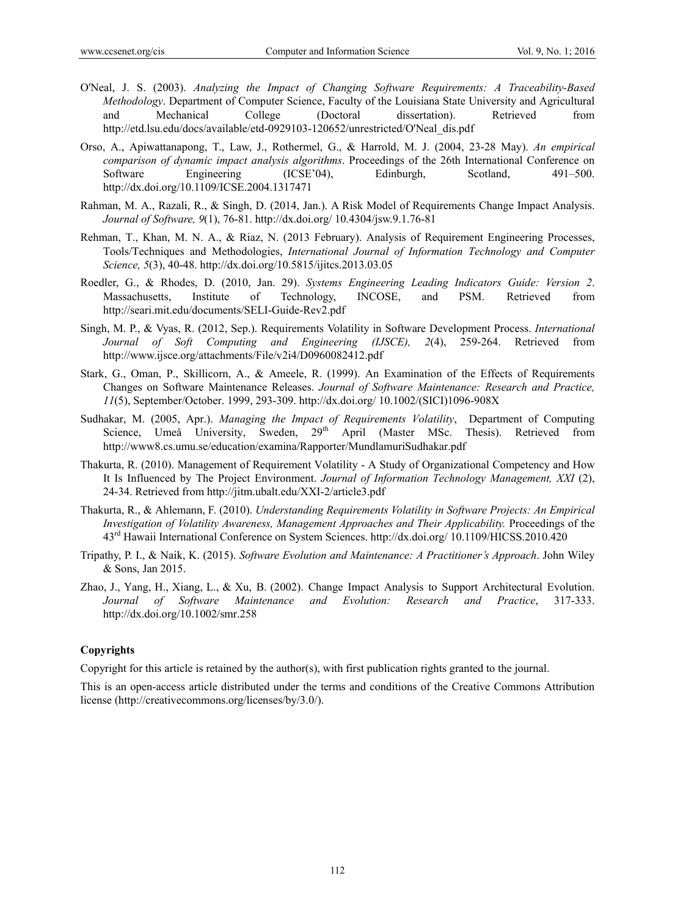O'Neal, J. S. (2003). *Analyzing the Impact of Changing Software Requirements: A Traceability-Based Methodology*. Department of Computer Science, Faculty of the Louisiana State University and Agricultural and Mechanical College (Doctoral dissertation). Retrieved from http://etd.lsu.edu/docs/available/etd-0929103-120652/unrestricted/O'Neal_dis.pdf

Orso, A., Apiwattanapong, T., Law, J., Rothermel, G., & Harrold, M. J. (2004, 23-28 May). *An empirical comparison of dynamic impact analysis algorithms*. Proceedings of the 26th International Conference on Software Engineering (ICSE'04), Edinburgh, Scotland, 491–500. http://dx.doi.org/10.1109/ICSE.2004.1317471

Rahman, M. A., Razali, R., & Singh, D. (2014, Jan.). A Risk Model of Requirements Change Impact Analysis. *Journal of Software, 9*(1), 76-81. http://dx.doi.org/ 10.4304/jsw.9.1.76-81

Rehman, T., Khan, M. N. A., & Riaz, N. (2013 February). Analysis of Requirement Engineering Processes, Tools/Techniques and Methodologies, *International Journal of Information Technology and Computer Science, 5*(3), 40-48. http://dx.doi.org/10.5815/ijitcs.2013.03.05

Roedler, G., & Rhodes, D. (2010, Jan. 29). *Systems Engineering Leading Indicators Guide: Version 2*. Massachusetts, Institute of Technology, INCOSE, and PSM. Retrieved from http://seari.mit.edu/documents/SELI-Guide-Rev2.pdf

Singh, M. P., & Vyas, R. (2012, Sep.). Requirements Volatility in Software Development Process. *International Journal of Soft Computing and Engineering (IJSCE), 2*(4), 259-264. Retrieved from http://www.ijsce.org/attachments/File/v2i4/D0960082412.pdf

Stark, G., Oman, P., Skillicorn, A., & Ameele, R. (1999). An Examination of the Effects of Requirements Changes on Software Maintenance Releases. *Journal of Software Maintenance: Research and Practice, 11*(5), September/October. 1999, 293-309. http://dx.doi.org/ 10.1002/(SICI)1096-908X

Sudhakar, M. (2005, Apr.). *Managing the Impact of Requirements Volatility*, Department of Computing Science, Umeå University, Sweden, 29th April (Master MSc. Thesis). Retrieved from http://www8.cs.umu.se/education/examina/Rapporter/MundlamuriSudhakar.pdf

Thakurta, R. (2010). Management of Requirement Volatility - A Study of Organizational Competency and How It Is Influenced by The Project Environment. *Journal of Information Technology Management, XXI* (2), 24-34. Retrieved from http://jitm.ubalt.edu/XXI-2/article3.pdf

Thakurta, R., & Ahlemann, F. (2010). *Understanding Requirements Volatility in Software Projects: An Empirical Investigation of Volatility Awareness, Management Approaches and Their Applicability.* Proceedings of the 43rd Hawaii International Conference on System Sciences. http://dx.doi.org/ 10.1109/HICSS.2010.420

Tripathy, P. I., & Naik, K. (2015). *Software Evolution and Maintenance: A Practitioner's Approach*. John Wiley & Sons, Jan 2015.

Zhao, J., Yang, H., Xiang, L., & Xu, B. (2002). Change Impact Analysis to Support Architectural Evolution. *Journal of Software Maintenance and Evolution: Research and Practice*, 317-333. http://dx.doi.org/10.1002/smr.258

### Copyrights

Copyright for this article is retained by the author(s), with first publication rights granted to the journal.

This is an open-access article distributed under the terms and conditions of the Creative Commons Attribution license (http://creativecommons.org/licenses/by/3.0/).